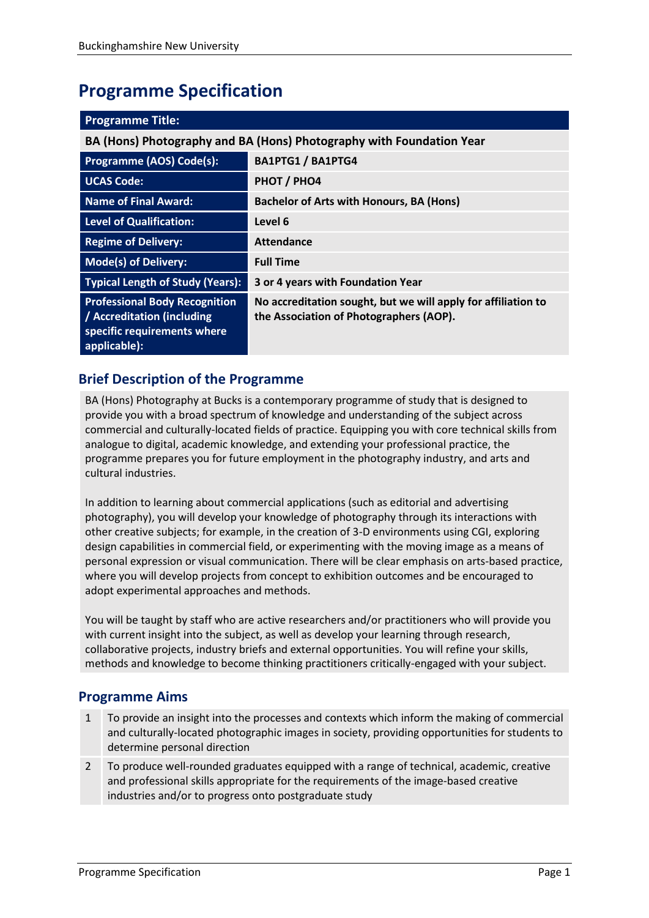# Programme Specification

| Programme Title: | |
|---|---|
| **BA (Hons) Photography and BA (Hons) Photography with Foundation Year** | |
| **Programme (AOS) Code(s):** | **BA1PTG1 / BA1PTG4** |
| **UCAS Code:** | **PHOT / PHO4** |
| **Name of Final Award:** | **Bachelor of Arts with Honours, BA (Hons)** |
| **Level of Qualification:** | **Level 6** |
| **Regime of Delivery:** | **Attendance** |
| **Mode(s) of Delivery:** | **Full Time** |
| **Typical Length of Study (Years):** | **3 or 4 years with Foundation Year** |
| **Professional Body Recognition / Accreditation (including specific requirements where applicable):** | **No accreditation sought, but we will apply for affiliation to the Association of Photographers (AOP).** |

## Brief Description of the Programme

BA (Hons) Photography at Bucks is a contemporary programme of study that is designed to provide you with a broad spectrum of knowledge and understanding of the subject across commercial and culturally-located fields of practice. Equipping you with core technical skills from analogue to digital, academic knowledge, and extending your professional practice, the programme prepares you for future employment in the photography industry, and arts and cultural industries.

In addition to learning about commercial applications (such as editorial and advertising photography), you will develop your knowledge of photography through its interactions with other creative subjects; for example, in the creation of 3-D environments using CGI, exploring design capabilities in commercial field, or experimenting with the moving image as a means of personal expression or visual communication. There will be clear emphasis on arts-based practice, where you will develop projects from concept to exhibition outcomes and be encouraged to adopt experimental approaches and methods.

You will be taught by staff who are active researchers and/or practitioners who will provide you with current insight into the subject, as well as develop your learning through research, collaborative projects, industry briefs and external opportunities. You will refine your skills, methods and knowledge to become thinking practitioners critically-engaged with your subject.

## Programme Aims

| | |
|---|---|
| 1 | To provide an insight into the processes and contexts which inform the making of commercial and culturally-located photographic images in society, providing opportunities for students to determine personal direction |
| 2 | To produce well-rounded graduates equipped with a range of technical, academic, creative and professional skills appropriate for the requirements of the image-based creative industries and/or to progress onto postgraduate study |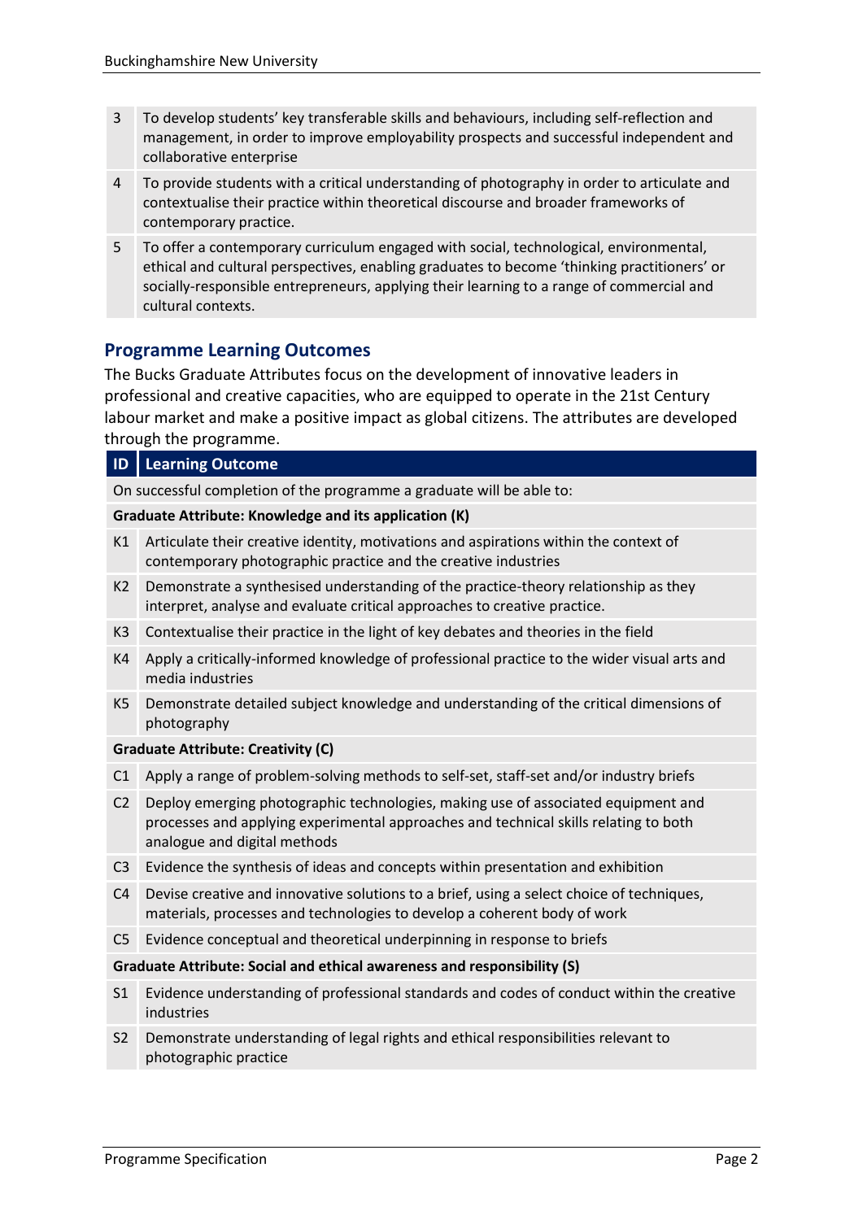| | |
|---|---|
| 3 | To develop students' key transferable skills and behaviours, including self-reflection and management, in order to improve employability prospects and successful independent and collaborative enterprise |
| 4 | To provide students with a critical understanding of photography in order to articulate and contextualise their practice within theoretical discourse and broader frameworks of contemporary practice. |
| 5 | To offer a contemporary curriculum engaged with social, technological, environmental, ethical and cultural perspectives, enabling graduates to become 'thinking practitioners' or socially-responsible entrepreneurs, applying their learning to a range of commercial and cultural contexts. |

## Programme Learning Outcomes

The Bucks Graduate Attributes focus on the development of innovative leaders in professional and creative capacities, who are equipped to operate in the 21st Century labour market and make a positive impact as global citizens. The attributes are developed through the programme.

| ID | Learning Outcome |
|---|---|
| On successful completion of the programme a graduate will be able to: | |
| **Graduate Attribute: Knowledge and its application (K)** | |
| K1 | Articulate their creative identity, motivations and aspirations within the context of contemporary photographic practice and the creative industries |
| K2 | Demonstrate a synthesised understanding of the practice-theory relationship as they interpret, analyse and evaluate critical approaches to creative practice. |
| K3 | Contextualise their practice in the light of key debates and theories in the field |
| K4 | Apply a critically-informed knowledge of professional practice to the wider visual arts and media industries |
| K5 | Demonstrate detailed subject knowledge and understanding of the critical dimensions of photography |
| **Graduate Attribute: Creativity (C)** | |
| C1 | Apply a range of problem-solving methods to self-set, staff-set and/or industry briefs |
| C2 | Deploy emerging photographic technologies, making use of associated equipment and processes and applying experimental approaches and technical skills relating to both analogue and digital methods |
| C3 | Evidence the synthesis of ideas and concepts within presentation and exhibition |
| C4 | Devise creative and innovative solutions to a brief, using a select choice of techniques, materials, processes and technologies to develop a coherent body of work |
| C5 | Evidence conceptual and theoretical underpinning in response to briefs |
| **Graduate Attribute: Social and ethical awareness and responsibility (S)** | |
| S1 | Evidence understanding of professional standards and codes of conduct within the creative industries |
| S2 | Demonstrate understanding of legal rights and ethical responsibilities relevant to photographic practice |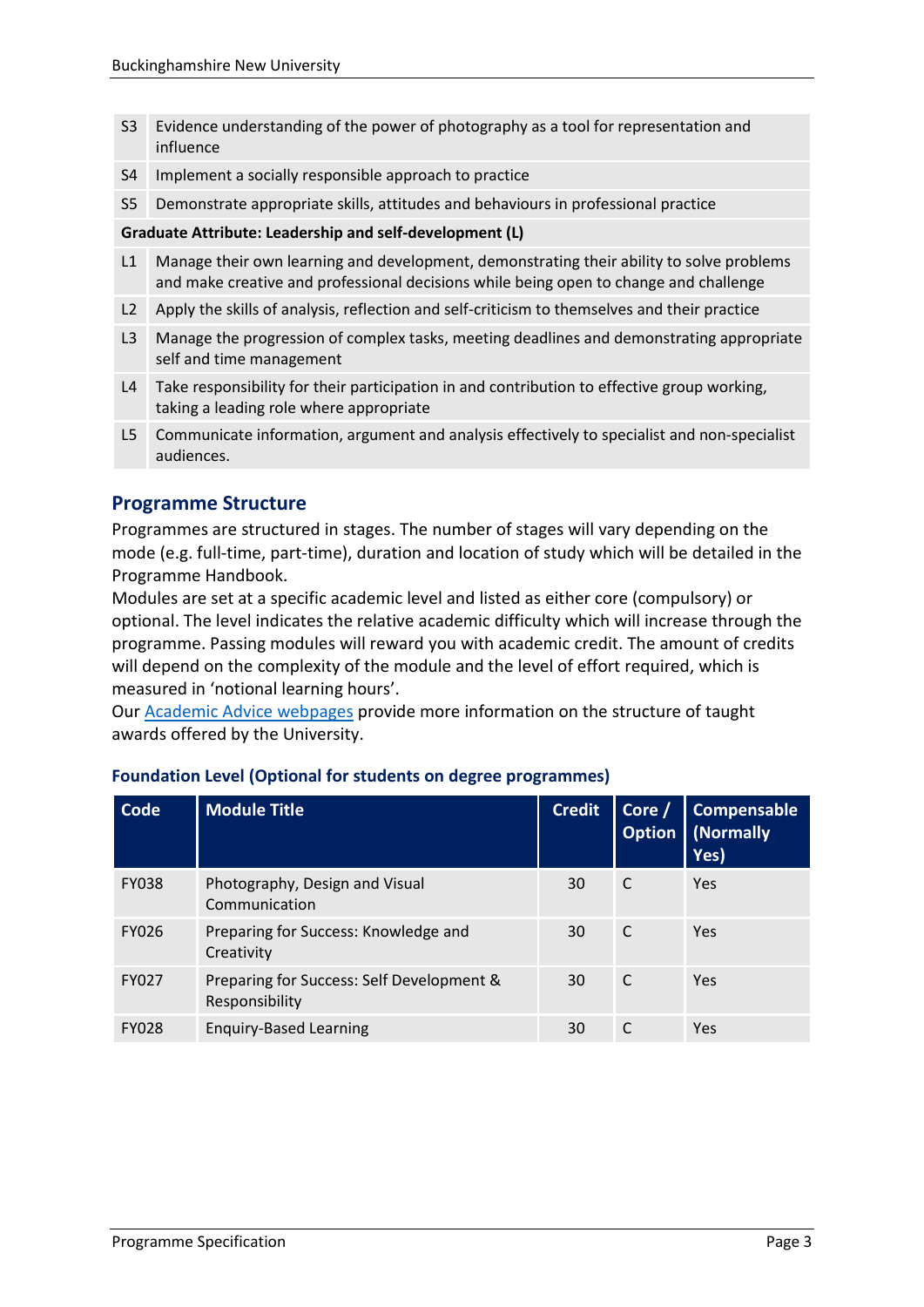| | |
|---|---|
| S3 | Evidence understanding of the power of photography as a tool for representation and influence |
| S4 | Implement a socially responsible approach to practice |
| S5 | Demonstrate appropriate skills, attitudes and behaviours in professional practice |
| **Graduate Attribute: Leadership and self-development (L)** | |
| L1 | Manage their own learning and development, demonstrating their ability to solve problems and make creative and professional decisions while being open to change and challenge |
| L2 | Apply the skills of analysis, reflection and self-criticism to themselves and their practice |
| L3 | Manage the progression of complex tasks, meeting deadlines and demonstrating appropriate self and time management |
| L4 | Take responsibility for their participation in and contribution to effective group working, taking a leading role where appropriate |
| L5 | Communicate information, argument and analysis effectively to specialist and non-specialist audiences. |

## Programme Structure

Programmes are structured in stages. The number of stages will vary depending on the mode (e.g. full-time, part-time), duration and location of study which will be detailed in the Programme Handbook.

Modules are set at a specific academic level and listed as either core (compulsory) or optional. The level indicates the relative academic difficulty which will increase through the programme. Passing modules will reward you with academic credit. The amount of credits will depend on the complexity of the module and the level of effort required, which is measured in 'notional learning hours'.

Our [Academic Advice webpages] provide more information on the structure of taught awards offered by the University.

### Foundation Level (Optional for students on degree programmes)

| Code | Module Title | Credit | Core / Option | Compensable (Normally Yes) |
|---|---|---|---|---|
| FY038 | Photography, Design and Visual Communication | 30 | C | Yes |
| FY026 | Preparing for Success: Knowledge and Creativity | 30 | C | Yes |
| FY027 | Preparing for Success: Self Development & Responsibility | 30 | C | Yes |
| FY028 | Enquiry-Based Learning | 30 | C | Yes |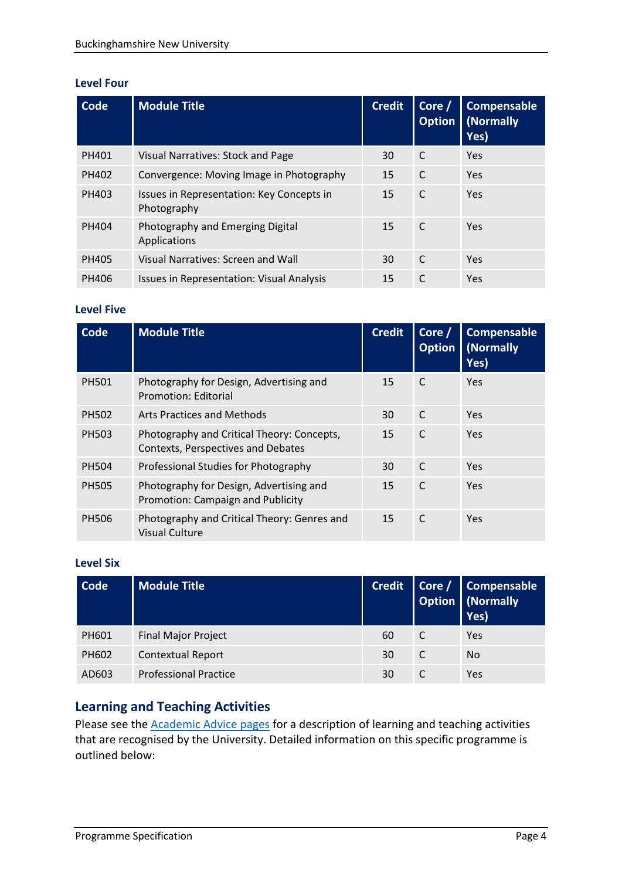### Level Four

| Code | Module Title | Credit | Core / Option | Compensable (Normally Yes) |
|---|---|---|---|---|
| PH401 | Visual Narratives: Stock and Page | 30 | C | Yes |
| PH402 | Convergence: Moving Image in Photography | 15 | C | Yes |
| PH403 | Issues in Representation: Key Concepts in Photography | 15 | C | Yes |
| PH404 | Photography and Emerging Digital Applications | 15 | C | Yes |
| PH405 | Visual Narratives: Screen and Wall | 30 | C | Yes |
| PH406 | Issues in Representation: Visual Analysis | 15 | C | Yes |

### Level Five

| Code | Module Title | Credit | Core / Option | Compensable (Normally Yes) |
|---|---|---|---|---|
| PH501 | Photography for Design, Advertising and Promotion: Editorial | 15 | C | Yes |
| PH502 | Arts Practices and Methods | 30 | C | Yes |
| PH503 | Photography and Critical Theory: Concepts, Contexts, Perspectives and Debates | 15 | C | Yes |
| PH504 | Professional Studies for Photography | 30 | C | Yes |
| PH505 | Photography for Design, Advertising and Promotion: Campaign and Publicity | 15 | C | Yes |
| PH506 | Photography and Critical Theory: Genres and Visual Culture | 15 | C | Yes |

### Level Six

| Code | Module Title | Credit | Core / Option | Compensable (Normally Yes) |
|---|---|---|---|---|
| PH601 | Final Major Project | 60 | C | Yes |
| PH602 | Contextual Report | 30 | C | No |
| AD603 | Professional Practice | 30 | C | Yes |

## Learning and Teaching Activities

Please see the Academic Advice pages for a description of learning and teaching activities that are recognised by the University. Detailed information on this specific programme is outlined below: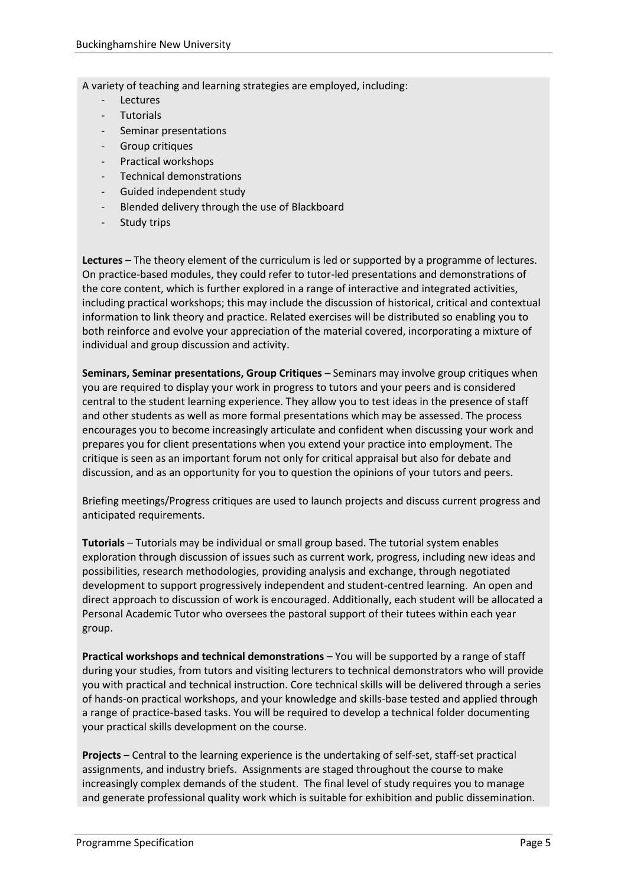A variety of teaching and learning strategies are employed, including:

- Lectures
- Tutorials
- Seminar presentations
- Group critiques
- Practical workshops
- Technical demonstrations
- Guided independent study
- Blended delivery through the use of Blackboard
- Study trips

**Lectures** – The theory element of the curriculum is led or supported by a programme of lectures. On practice-based modules, they could refer to tutor-led presentations and demonstrations of the core content, which is further explored in a range of interactive and integrated activities, including practical workshops; this may include the discussion of historical, critical and contextual information to link theory and practice. Related exercises will be distributed so enabling you to both reinforce and evolve your appreciation of the material covered, incorporating a mixture of individual and group discussion and activity.

**Seminars, Seminar presentations, Group Critiques** – Seminars may involve group critiques when you are required to display your work in progress to tutors and your peers and is considered central to the student learning experience. They allow you to test ideas in the presence of staff and other students as well as more formal presentations which may be assessed. The process encourages you to become increasingly articulate and confident when discussing your work and prepares you for client presentations when you extend your practice into employment. The critique is seen as an important forum not only for critical appraisal but also for debate and discussion, and as an opportunity for you to question the opinions of your tutors and peers.

Briefing meetings/Progress critiques are used to launch projects and discuss current progress and anticipated requirements.

**Tutorials** – Tutorials may be individual or small group based. The tutorial system enables exploration through discussion of issues such as current work, progress, including new ideas and possibilities, research methodologies, providing analysis and exchange, through negotiated development to support progressively independent and student-centred learning. An open and direct approach to discussion of work is encouraged. Additionally, each student will be allocated a Personal Academic Tutor who oversees the pastoral support of their tutees within each year group.

**Practical workshops and technical demonstrations** – You will be supported by a range of staff during your studies, from tutors and visiting lecturers to technical demonstrators who will provide you with practical and technical instruction. Core technical skills will be delivered through a series of hands-on practical workshops, and your knowledge and skills-base tested and applied through a range of practice-based tasks. You will be required to develop a technical folder documenting your practical skills development on the course.

**Projects** – Central to the learning experience is the undertaking of self-set, staff-set practical assignments, and industry briefs. Assignments are staged throughout the course to make increasingly complex demands of the student. The final level of study requires you to manage and generate professional quality work which is suitable for exhibition and public dissemination.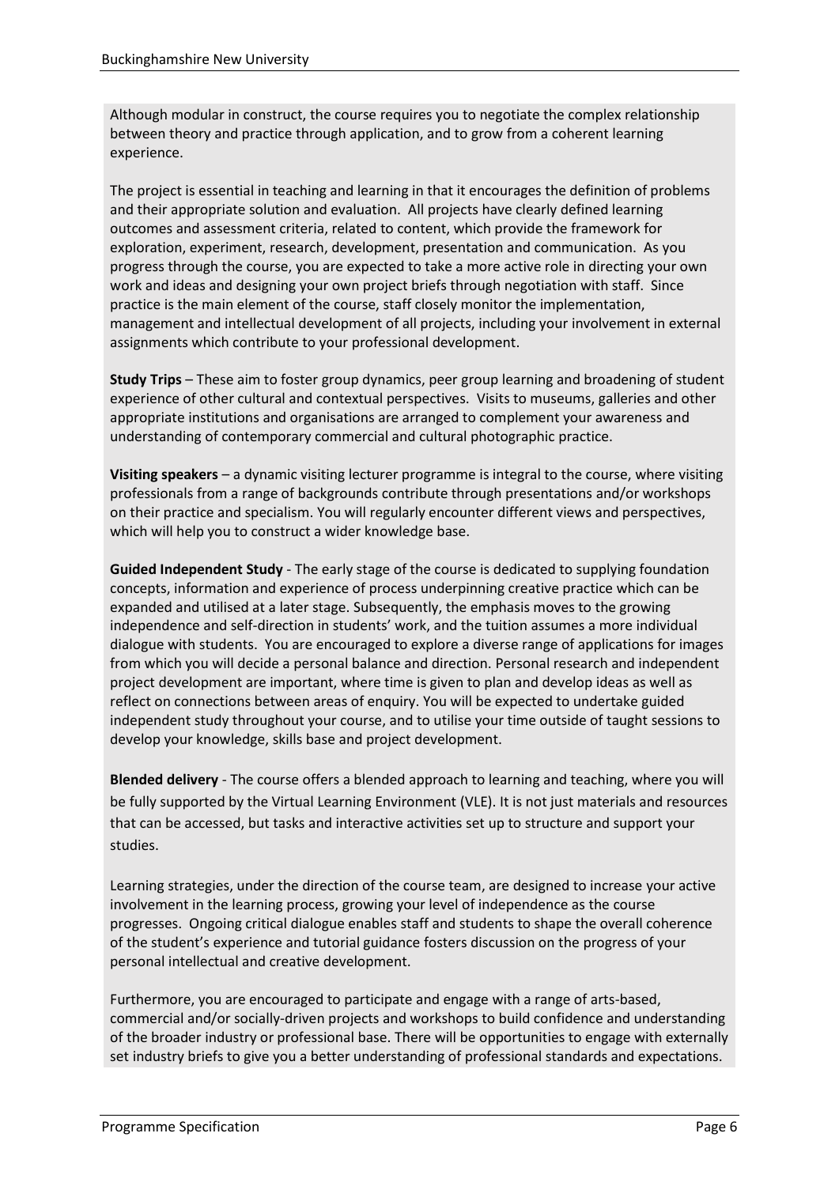Although modular in construct, the course requires you to negotiate the complex relationship between theory and practice through application, and to grow from a coherent learning experience.

The project is essential in teaching and learning in that it encourages the definition of problems and their appropriate solution and evaluation. All projects have clearly defined learning outcomes and assessment criteria, related to content, which provide the framework for exploration, experiment, research, development, presentation and communication. As you progress through the course, you are expected to take a more active role in directing your own work and ideas and designing your own project briefs through negotiation with staff. Since practice is the main element of the course, staff closely monitor the implementation, management and intellectual development of all projects, including your involvement in external assignments which contribute to your professional development.

**Study Trips** – These aim to foster group dynamics, peer group learning and broadening of student experience of other cultural and contextual perspectives. Visits to museums, galleries and other appropriate institutions and organisations are arranged to complement your awareness and understanding of contemporary commercial and cultural photographic practice.

**Visiting speakers** – a dynamic visiting lecturer programme is integral to the course, where visiting professionals from a range of backgrounds contribute through presentations and/or workshops on their practice and specialism. You will regularly encounter different views and perspectives, which will help you to construct a wider knowledge base.

**Guided Independent Study** - The early stage of the course is dedicated to supplying foundation concepts, information and experience of process underpinning creative practice which can be expanded and utilised at a later stage. Subsequently, the emphasis moves to the growing independence and self-direction in students' work, and the tuition assumes a more individual dialogue with students. You are encouraged to explore a diverse range of applications for images from which you will decide a personal balance and direction. Personal research and independent project development are important, where time is given to plan and develop ideas as well as reflect on connections between areas of enquiry. You will be expected to undertake guided independent study throughout your course, and to utilise your time outside of taught sessions to develop your knowledge, skills base and project development.

**Blended delivery** - The course offers a blended approach to learning and teaching, where you will be fully supported by the Virtual Learning Environment (VLE). It is not just materials and resources that can be accessed, but tasks and interactive activities set up to structure and support your studies.

Learning strategies, under the direction of the course team, are designed to increase your active involvement in the learning process, growing your level of independence as the course progresses. Ongoing critical dialogue enables staff and students to shape the overall coherence of the student's experience and tutorial guidance fosters discussion on the progress of your personal intellectual and creative development.

Furthermore, you are encouraged to participate and engage with a range of arts-based, commercial and/or socially-driven projects and workshops to build confidence and understanding of the broader industry or professional base. There will be opportunities to engage with externally set industry briefs to give you a better understanding of professional standards and expectations.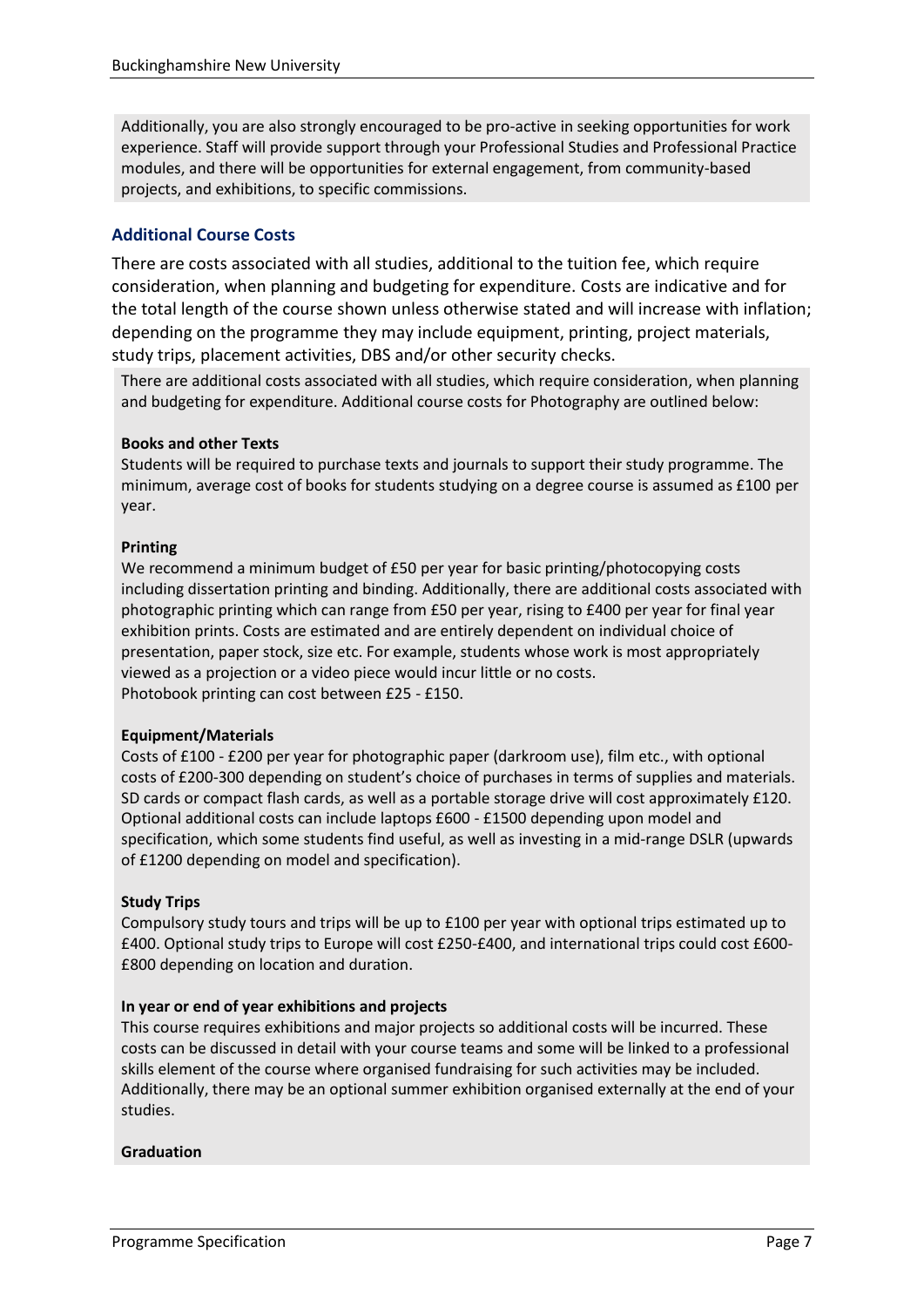Additionally, you are also strongly encouraged to be pro-active in seeking opportunities for work experience. Staff will provide support through your Professional Studies and Professional Practice modules, and there will be opportunities for external engagement, from community-based projects, and exhibitions, to specific commissions.

### Additional Course Costs

There are costs associated with all studies, additional to the tuition fee, which require consideration, when planning and budgeting for expenditure. Costs are indicative and for the total length of the course shown unless otherwise stated and will increase with inflation; depending on the programme they may include equipment, printing, project materials, study trips, placement activities, DBS and/or other security checks.

There are additional costs associated with all studies, which require consideration, when planning and budgeting for expenditure. Additional course costs for Photography are outlined below:

**Books and other Texts**
Students will be required to purchase texts and journals to support their study programme. The minimum, average cost of books for students studying on a degree course is assumed as £100 per year.

**Printing**
We recommend a minimum budget of £50 per year for basic printing/photocopying costs including dissertation printing and binding. Additionally, there are additional costs associated with photographic printing which can range from £50 per year, rising to £400 per year for final year exhibition prints. Costs are estimated and are entirely dependent on individual choice of presentation, paper stock, size etc. For example, students whose work is most appropriately viewed as a projection or a video piece would incur little or no costs.
Photobook printing can cost between £25 - £150.

**Equipment/Materials**
Costs of £100 - £200 per year for photographic paper (darkroom use), film etc., with optional costs of £200-300 depending on student's choice of purchases in terms of supplies and materials. SD cards or compact flash cards, as well as a portable storage drive will cost approximately £120. Optional additional costs can include laptops £600 - £1500 depending upon model and specification, which some students find useful, as well as investing in a mid-range DSLR (upwards of £1200 depending on model and specification).

**Study Trips**
Compulsory study tours and trips will be up to £100 per year with optional trips estimated up to £400. Optional study trips to Europe will cost £250-£400, and international trips could cost £600-£800 depending on location and duration.

**In year or end of year exhibitions and projects**
This course requires exhibitions and major projects so additional costs will be incurred. These costs can be discussed in detail with your course teams and some will be linked to a professional skills element of the course where organised fundraising for such activities may be included. Additionally, there may be an optional summer exhibition organised externally at the end of your studies.

**Graduation**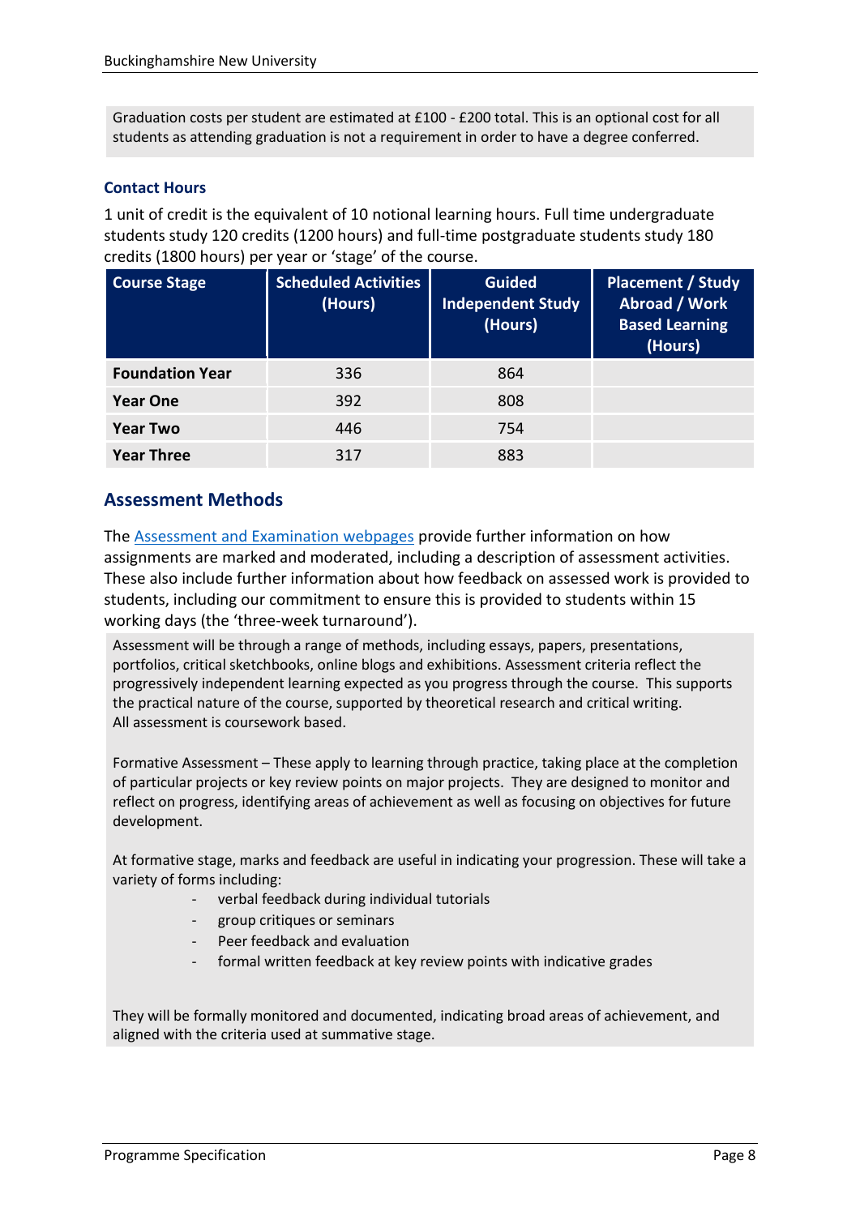Graduation costs per student are estimated at £100 - £200 total. This is an optional cost for all students as attending graduation is not a requirement in order to have a degree conferred.

### Contact Hours

1 unit of credit is the equivalent of 10 notional learning hours. Full time undergraduate students study 120 credits (1200 hours) and full-time postgraduate students study 180 credits (1800 hours) per year or 'stage' of the course.

| Course Stage | Scheduled Activities (Hours) | Guided Independent Study (Hours) | Placement / Study Abroad / Work Based Learning (Hours) |
|---|---|---|---|
| **Foundation Year** | 336 | 864 | |
| **Year One** | 392 | 808 | |
| **Year Two** | 446 | 754 | |
| **Year Three** | 317 | 883 | |

## Assessment Methods

The Assessment and Examination webpages provide further information on how assignments are marked and moderated, including a description of assessment activities. These also include further information about how feedback on assessed work is provided to students, including our commitment to ensure this is provided to students within 15 working days (the 'three-week turnaround').

Assessment will be through a range of methods, including essays, papers, presentations, portfolios, critical sketchbooks, online blogs and exhibitions. Assessment criteria reflect the progressively independent learning expected as you progress through the course. This supports the practical nature of the course, supported by theoretical research and critical writing. All assessment is coursework based.

Formative Assessment – These apply to learning through practice, taking place at the completion of particular projects or key review points on major projects. They are designed to monitor and reflect on progress, identifying areas of achievement as well as focusing on objectives for future development.

At formative stage, marks and feedback are useful in indicating your progression. These will take a variety of forms including:

- verbal feedback during individual tutorials
- group critiques or seminars
- Peer feedback and evaluation
- formal written feedback at key review points with indicative grades

They will be formally monitored and documented, indicating broad areas of achievement, and aligned with the criteria used at summative stage.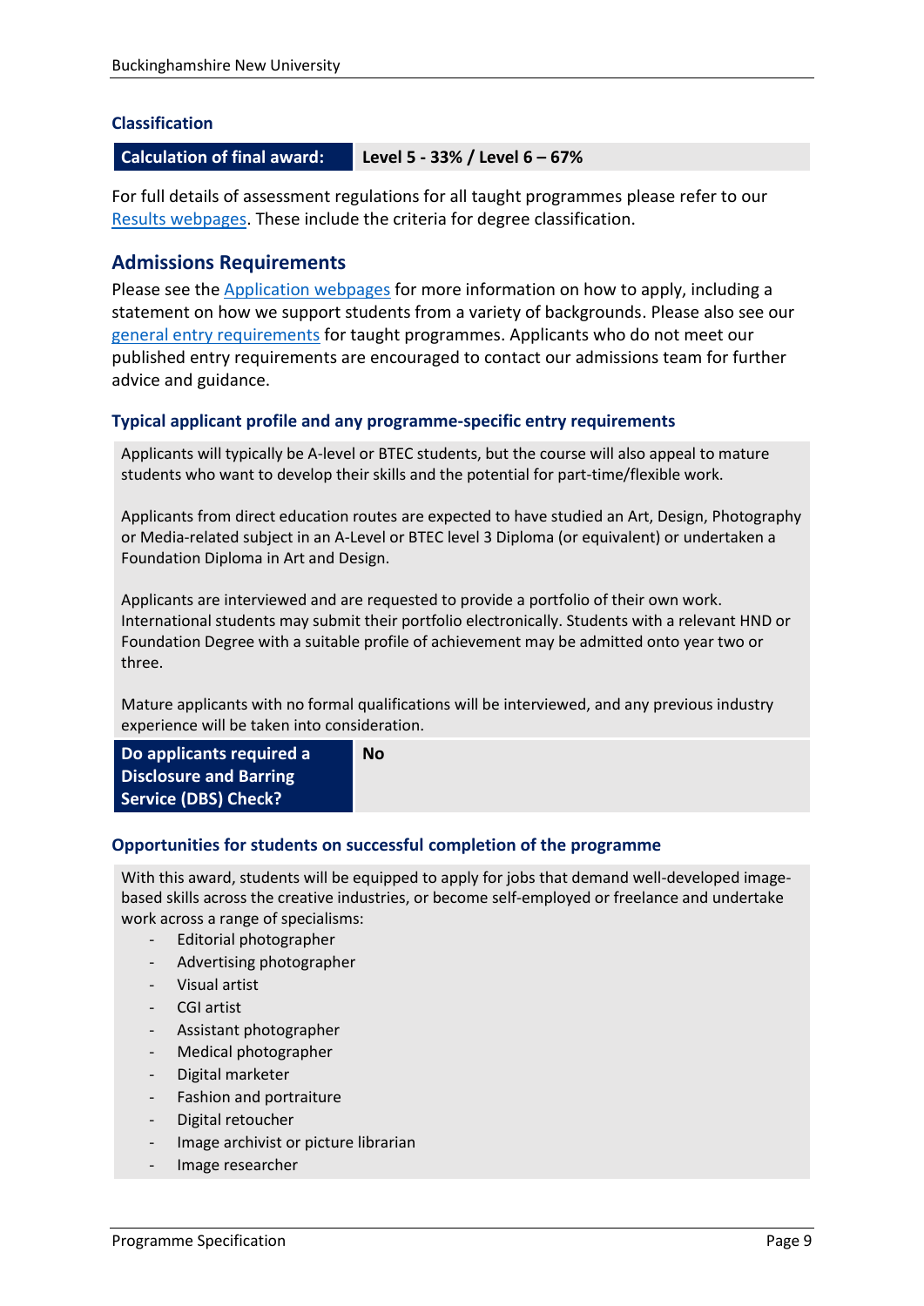### Classification

| Calculation of final award: | Level 5 - 33% / Level 6 – 67% |
|---|---|

For full details of assessment regulations for all taught programmes please refer to our Results webpages. These include the criteria for degree classification.

## Admissions Requirements

Please see the Application webpages for more information on how to apply, including a statement on how we support students from a variety of backgrounds. Please also see our general entry requirements for taught programmes. Applicants who do not meet our published entry requirements are encouraged to contact our admissions team for further advice and guidance.

### Typical applicant profile and any programme-specific entry requirements

Applicants will typically be A-level or BTEC students, but the course will also appeal to mature students who want to develop their skills and the potential for part-time/flexible work.

Applicants from direct education routes are expected to have studied an Art, Design, Photography or Media-related subject in an A-Level or BTEC level 3 Diploma (or equivalent) or undertaken a Foundation Diploma in Art and Design.

Applicants are interviewed and are requested to provide a portfolio of their own work. International students may submit their portfolio electronically. Students with a relevant HND or Foundation Degree with a suitable profile of achievement may be admitted onto year two or three.

Mature applicants with no formal qualifications will be interviewed, and any previous industry experience will be taken into consideration.

| Do applicants required a Disclosure and Barring Service (DBS) Check? | No |
|---|---|

### Opportunities for students on successful completion of the programme

With this award, students will be equipped to apply for jobs that demand well-developed image-based skills across the creative industries, or become self-employed or freelance and undertake work across a range of specialisms:

- Editorial photographer
- Advertising photographer
- Visual artist
- CGI artist
- Assistant photographer
- Medical photographer
- Digital marketer
- Fashion and portraiture
- Digital retoucher
- Image archivist or picture librarian
- Image researcher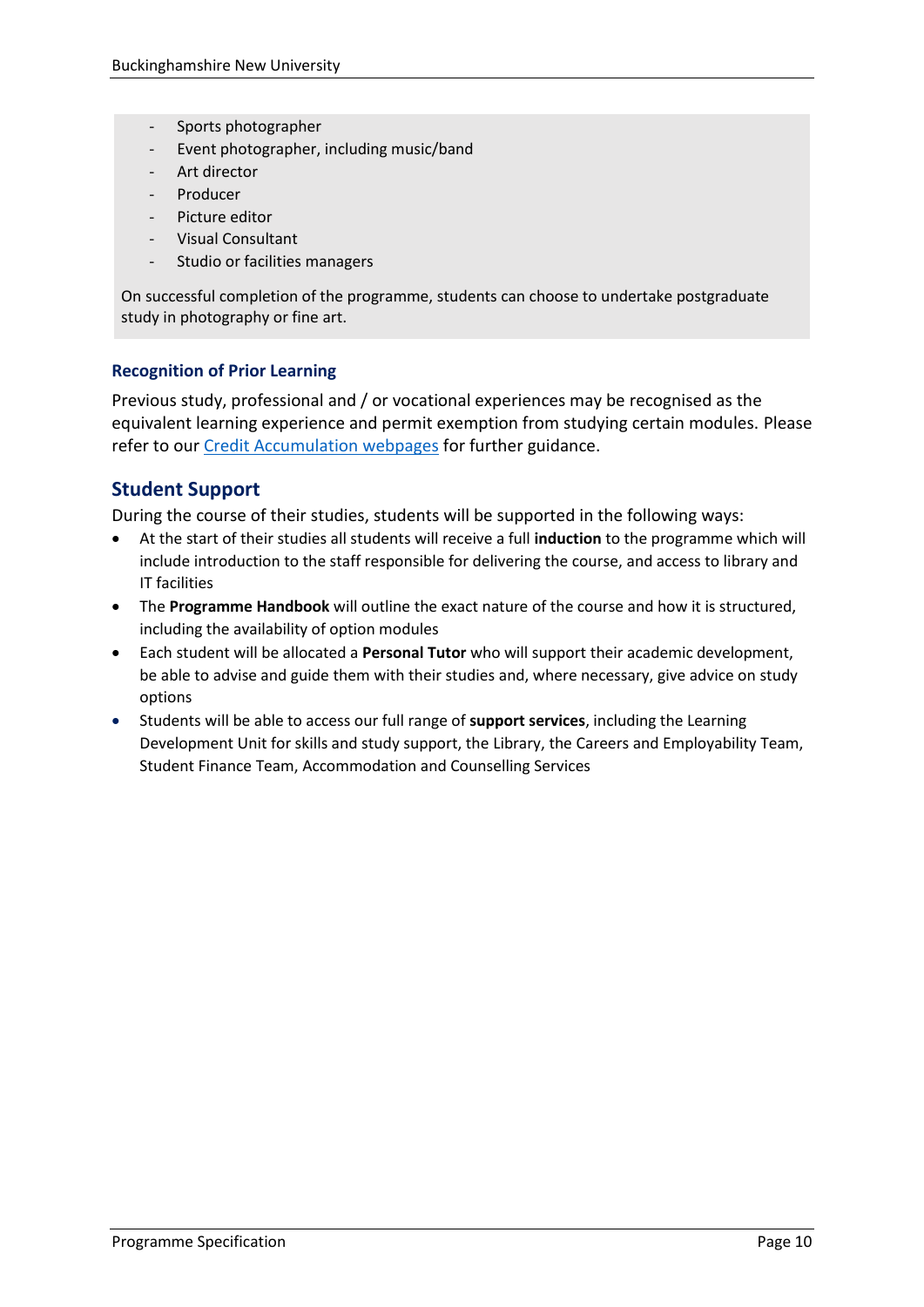- Sports photographer
- Event photographer, including music/band
- Art director
- Producer
- Picture editor
- Visual Consultant
- Studio or facilities managers

On successful completion of the programme, students can choose to undertake postgraduate study in photography or fine art.

### Recognition of Prior Learning

Previous study, professional and / or vocational experiences may be recognised as the equivalent learning experience and permit exemption from studying certain modules. Please refer to our Credit Accumulation webpages for further guidance.

## Student Support

During the course of their studies, students will be supported in the following ways:

- At the start of their studies all students will receive a full **induction** to the programme which will include introduction to the staff responsible for delivering the course, and access to library and IT facilities
- The **Programme Handbook** will outline the exact nature of the course and how it is structured, including the availability of option modules
- Each student will be allocated a **Personal Tutor** who will support their academic development, be able to advise and guide them with their studies and, where necessary, give advice on study options
- Students will be able to access our full range of **support services**, including the Learning Development Unit for skills and study support, the Library, the Careers and Employability Team, Student Finance Team, Accommodation and Counselling Services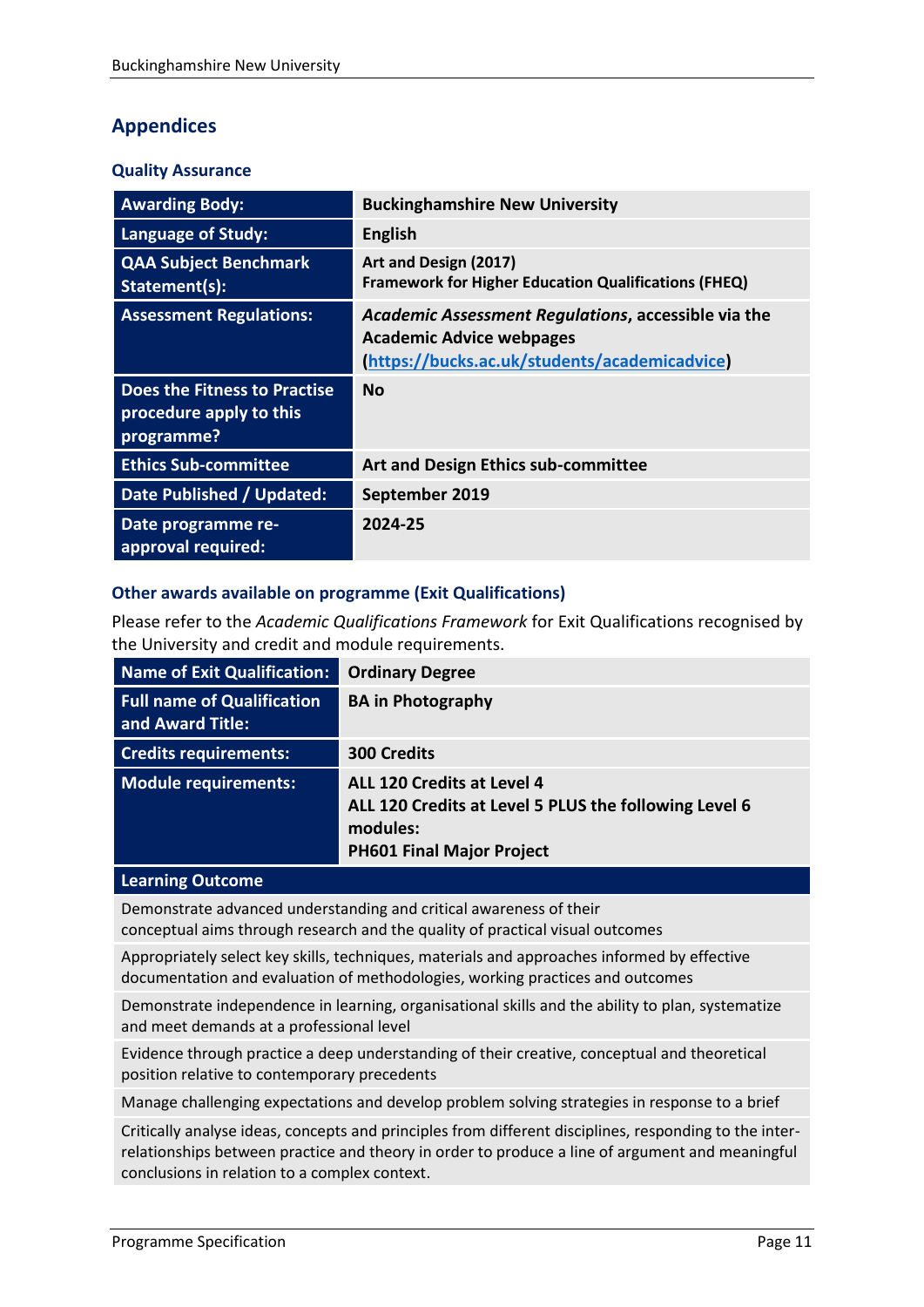# Appendices

## Quality Assurance

| **Awarding Body:** | **Buckinghamshire New University** |
|---|---|
| **Language of Study:** | **English** |
| **QAA Subject Benchmark Statement(s):** | **Art and Design (2017)**<br>**Framework for Higher Education Qualifications (FHEQ)** |
| **Assessment Regulations:** | ***Academic Assessment Regulations*, accessible via the Academic Advice webpages ([https://bucks.ac.uk/students/academicadvice](https://bucks.ac.uk/students/academicadvice))** |
| **Does the Fitness to Practise procedure apply to this programme?** | **No** |
| **Ethics Sub-committee** | **Art and Design Ethics sub-committee** |
| **Date Published / Updated:** | **September 2019** |
| **Date programme re-approval required:** | **2024-25** |

## Other awards available on programme (Exit Qualifications)

Please refer to the *Academic Qualifications Framework* for Exit Qualifications recognised by the University and credit and module requirements.

| **Name of Exit Qualification:** | **Ordinary Degree** |
|---|---|
| **Full name of Qualification and Award Title:** | **BA in Photography** |
| **Credits requirements:** | **300 Credits** |
| **Module requirements:** | **ALL 120 Credits at Level 4**<br>**ALL 120 Credits at Level 5 PLUS the following Level 6 modules:**<br>**PH601 Final Major Project** |

| **Learning Outcome** |
|---|
| Demonstrate advanced understanding and critical awareness of their conceptual aims through research and the quality of practical visual outcomes |
| Appropriately select key skills, techniques, materials and approaches informed by effective documentation and evaluation of methodologies, working practices and outcomes |
| Demonstrate independence in learning, organisational skills and the ability to plan, systematize and meet demands at a professional level |
| Evidence through practice a deep understanding of their creative, conceptual and theoretical position relative to contemporary precedents |
| Manage challenging expectations and develop problem solving strategies in response to a brief |
| Critically analyse ideas, concepts and principles from different disciplines, responding to the inter-relationships between practice and theory in order to produce a line of argument and meaningful conclusions in relation to a complex context. |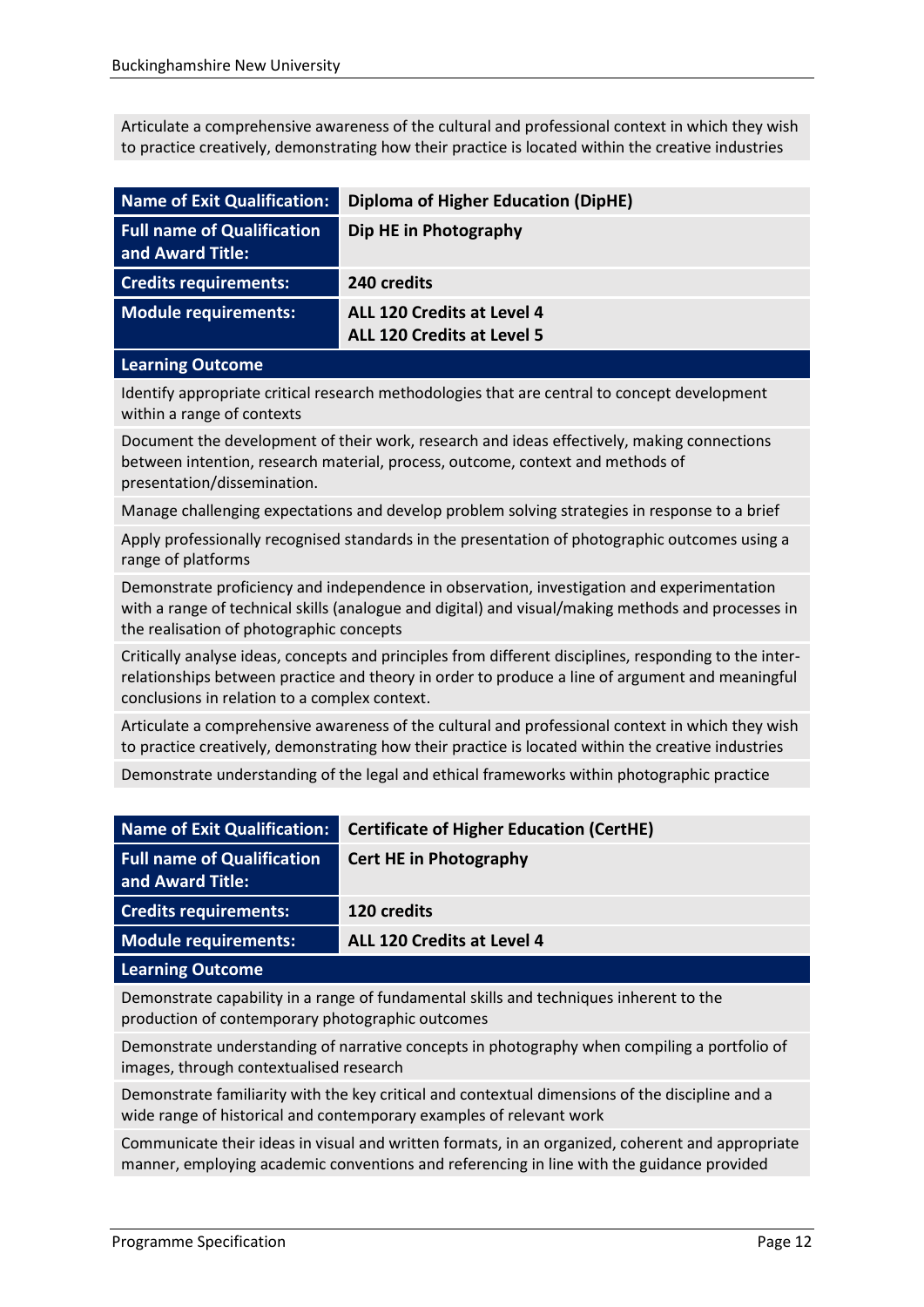| Articulate a comprehensive awareness of the cultural and professional context in which they wish to practice creatively, demonstrating how their practice is located within the creative industries |
|---|

| Name of Exit Qualification: | Diploma of Higher Education (DipHE) |
|---|---|
| Full name of Qualification and Award Title: | Dip HE in Photography |
| Credits requirements: | 240 credits |
| Module requirements: | ALL 120 Credits at Level 4<br>ALL 120 Credits at Level 5 |

| Learning Outcome |
|---|
| Identify appropriate critical research methodologies that are central to concept development within a range of contexts |
| Document the development of their work, research and ideas effectively, making connections between intention, research material, process, outcome, context and methods of presentation/dissemination. |
| Manage challenging expectations and develop problem solving strategies in response to a brief |
| Apply professionally recognised standards in the presentation of photographic outcomes using a range of platforms |
| Demonstrate proficiency and independence in observation, investigation and experimentation with a range of technical skills (analogue and digital) and visual/making methods and processes in the realisation of photographic concepts |
| Critically analyse ideas, concepts and principles from different disciplines, responding to the inter-relationships between practice and theory in order to produce a line of argument and meaningful conclusions in relation to a complex context. |
| Articulate a comprehensive awareness of the cultural and professional context in which they wish to practice creatively, demonstrating how their practice is located within the creative industries |
| Demonstrate understanding of the legal and ethical frameworks within photographic practice |

| Name of Exit Qualification: | Certificate of Higher Education (CertHE) |
|---|---|
| Full name of Qualification and Award Title: | Cert HE in Photography |
| Credits requirements: | 120 credits |
| Module requirements: | ALL 120 Credits at Level 4 |

| Learning Outcome |
|---|
| Demonstrate capability in a range of fundamental skills and techniques inherent to the production of contemporary photographic outcomes |
| Demonstrate understanding of narrative concepts in photography when compiling a portfolio of images, through contextualised research |
| Demonstrate familiarity with the key critical and contextual dimensions of the discipline and a wide range of historical and contemporary examples of relevant work |
| Communicate their ideas in visual and written formats, in an organized, coherent and appropriate manner, employing academic conventions and referencing in line with the guidance provided |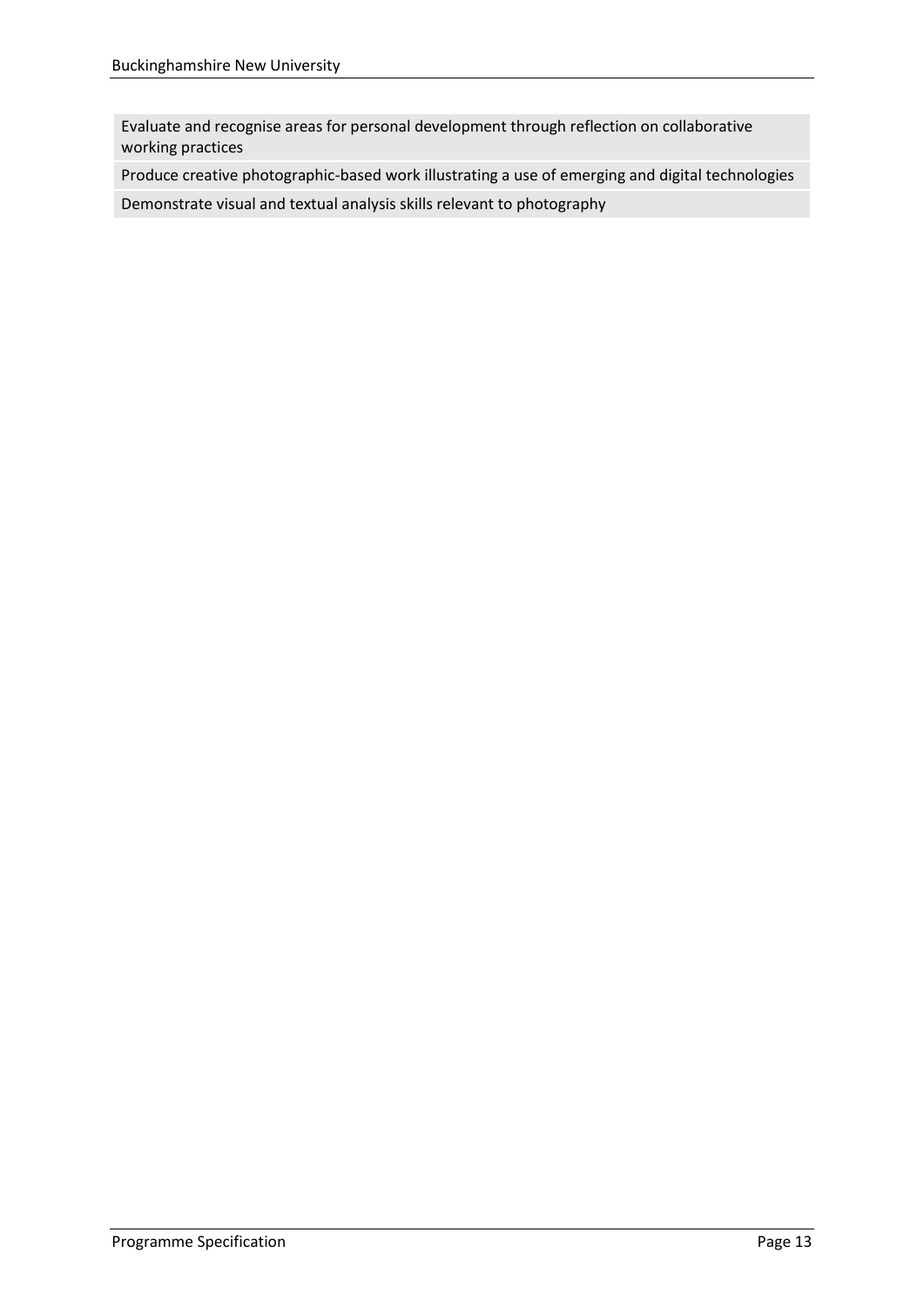| |
|---|
| Evaluate and recognise areas for personal development through reflection on collaborative working practices |
| Produce creative photographic-based work illustrating a use of emerging and digital technologies |
| Demonstrate visual and textual analysis skills relevant to photography |